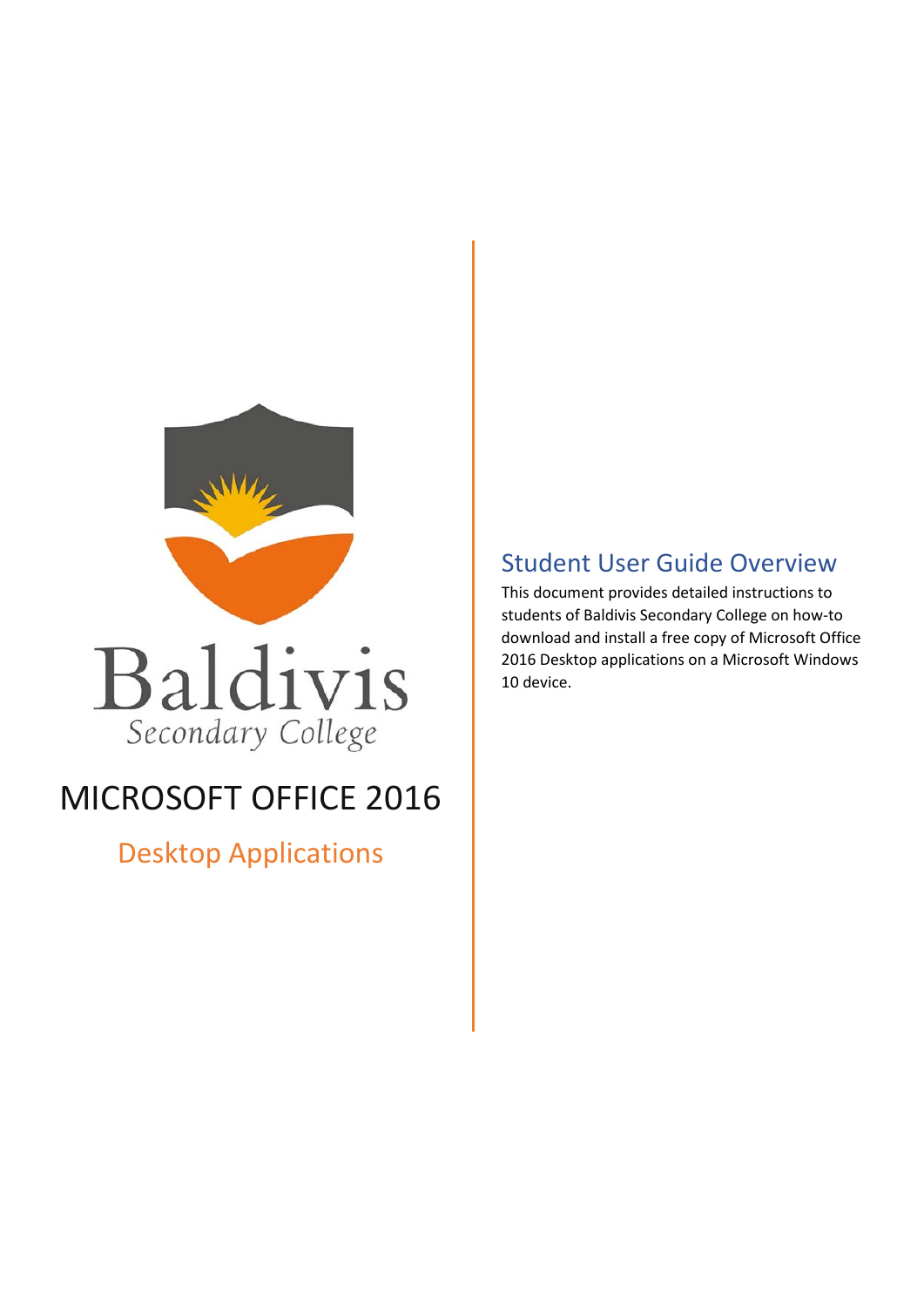Baldivis
Secondary College

# MICROSOFT OFFICE 2016

## Desktop Applications

## Student User Guide Overview

This document provides detailed instructions to students of Baldivis Secondary College on how-to download and install a free copy of Microsoft Office 2016 Desktop applications on a Microsoft Windows 10 device.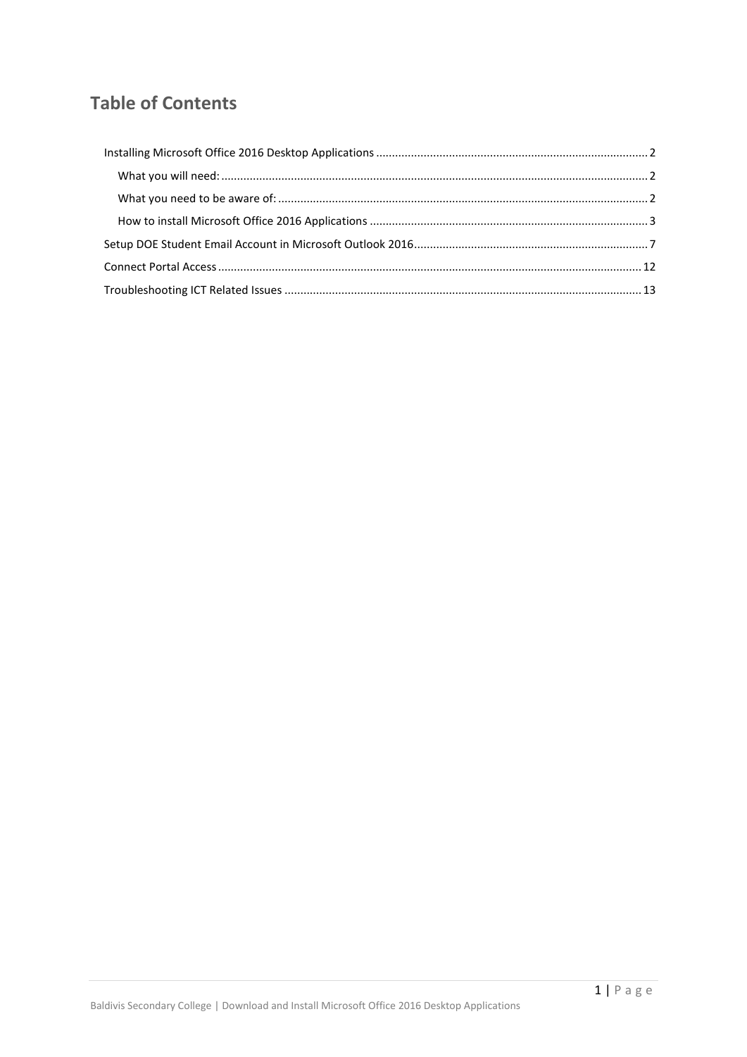# Table of Contents

- Installing Microsoft Office 2016 Desktop Applications ..... 2
  - What you will need: ..... 2
  - What you need to be aware of: ..... 2
  - How to install Microsoft Office 2016 Applications ..... 3
- Setup DOE Student Email Account in Microsoft Outlook 2016 ..... 7
- Connect Portal Access ..... 12
- Troubleshooting ICT Related Issues ..... 13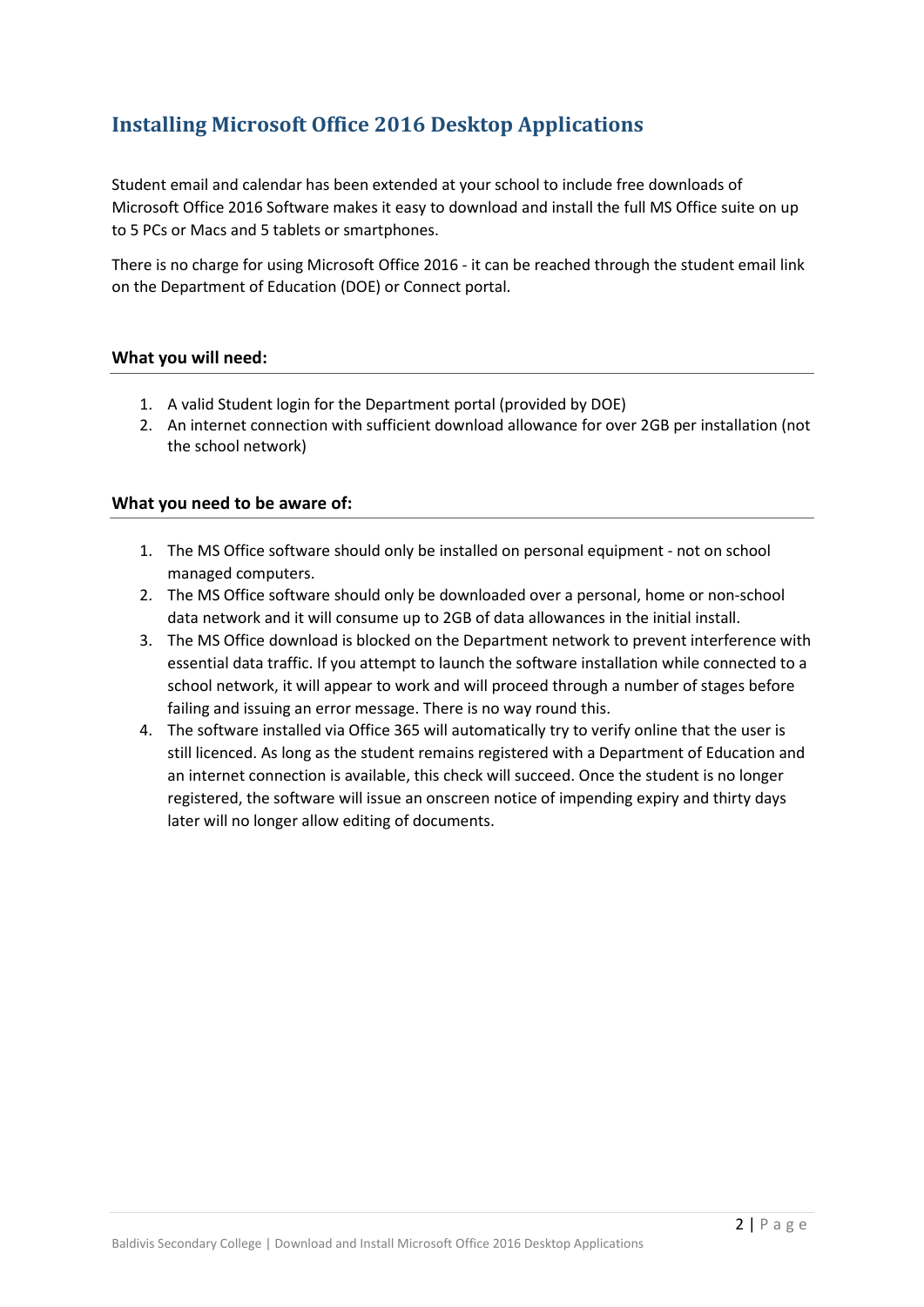## Installing Microsoft Office 2016 Desktop Applications

Student email and calendar has been extended at your school to include free downloads of Microsoft Office 2016 Software makes it easy to download and install the full MS Office suite on up to 5 PCs or Macs and 5 tablets or smartphones.

There is no charge for using Microsoft Office 2016 - it can be reached through the student email link on the Department of Education (DOE) or Connect portal.

### What you will need:

1. A valid Student login for the Department portal (provided by DOE)
2. An internet connection with sufficient download allowance for over 2GB per installation (not the school network)

### What you need to be aware of:

1. The MS Office software should only be installed on personal equipment - not on school managed computers.
2. The MS Office software should only be downloaded over a personal, home or non-school data network and it will consume up to 2GB of data allowances in the initial install.
3. The MS Office download is blocked on the Department network to prevent interference with essential data traffic. If you attempt to launch the software installation while connected to a school network, it will appear to work and will proceed through a number of stages before failing and issuing an error message. There is no way round this.
4. The software installed via Office 365 will automatically try to verify online that the user is still licenced. As long as the student remains registered with a Department of Education and an internet connection is available, this check will succeed. Once the student is no longer registered, the software will issue an onscreen notice of impending expiry and thirty days later will no longer allow editing of documents.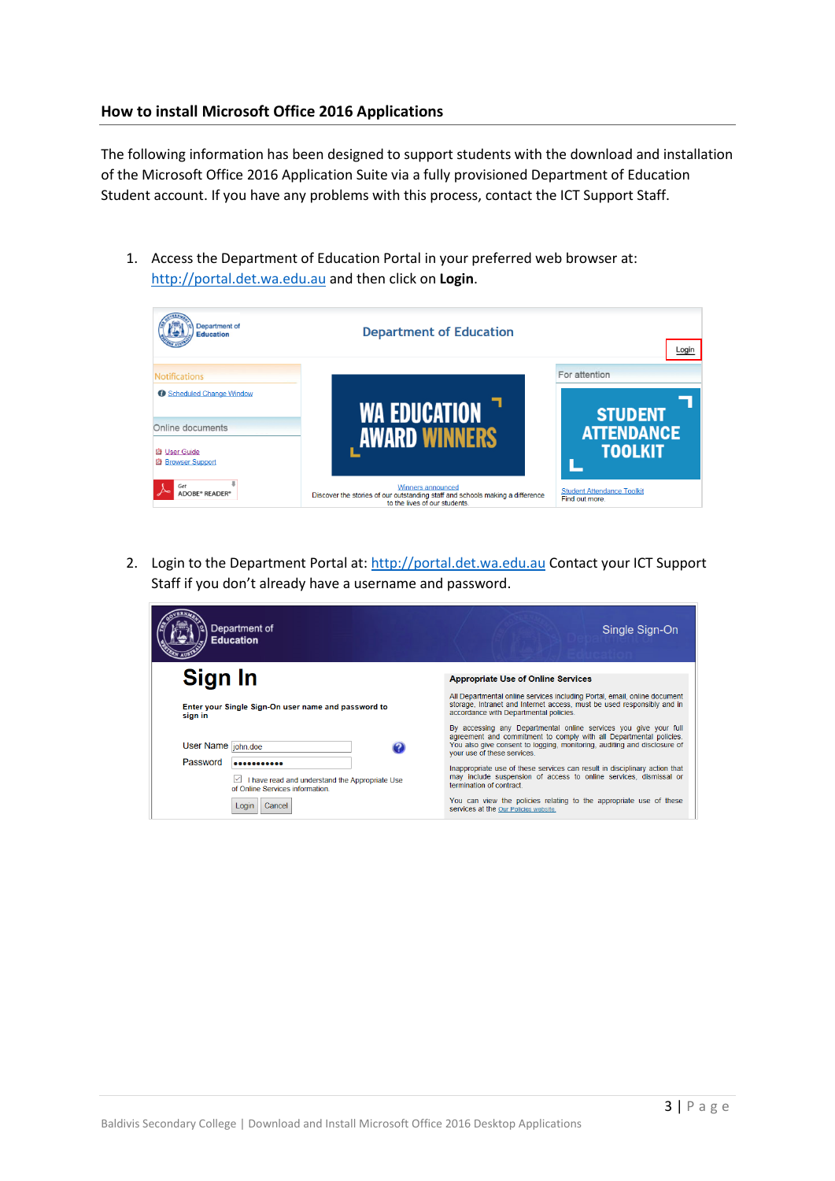## How to install Microsoft Office 2016 Applications

The following information has been designed to support students with the download and installation of the Microsoft Office 2016 Application Suite via a fully provisioned Department of Education Student account. If you have any problems with this process, contact the ICT Support Staff.

1. Access the Department of Education Portal in your preferred web browser at: http://portal.det.wa.edu.au and then click on **Login**.

2. Login to the Department Portal at: http://portal.det.wa.edu.au Contact your ICT Support Staff if you don't already have a username and password.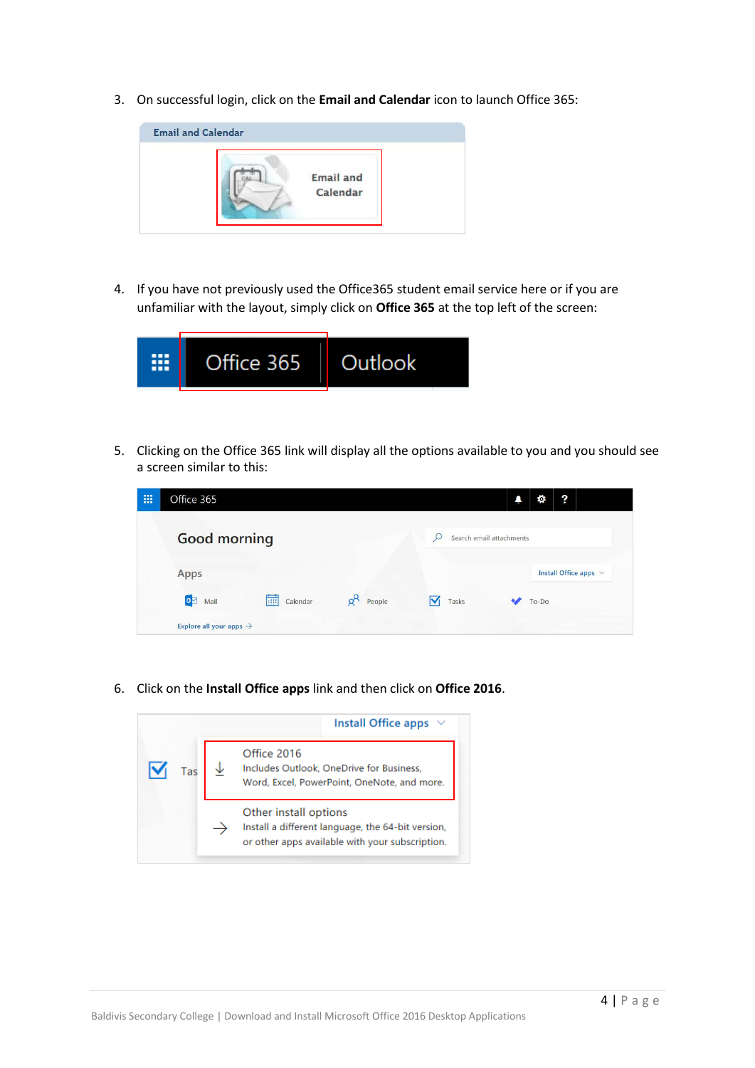3. On successful login, click on the **Email and Calendar** icon to launch Office 365:

4. If you have not previously used the Office365 student email service here or if you are unfamiliar with the layout, simply click on **Office 365** at the top left of the screen:

5. Clicking on the Office 365 link will display all the options available to you and you should see a screen similar to this:

6. Click on the **Install Office apps** link and then click on **Office 2016**.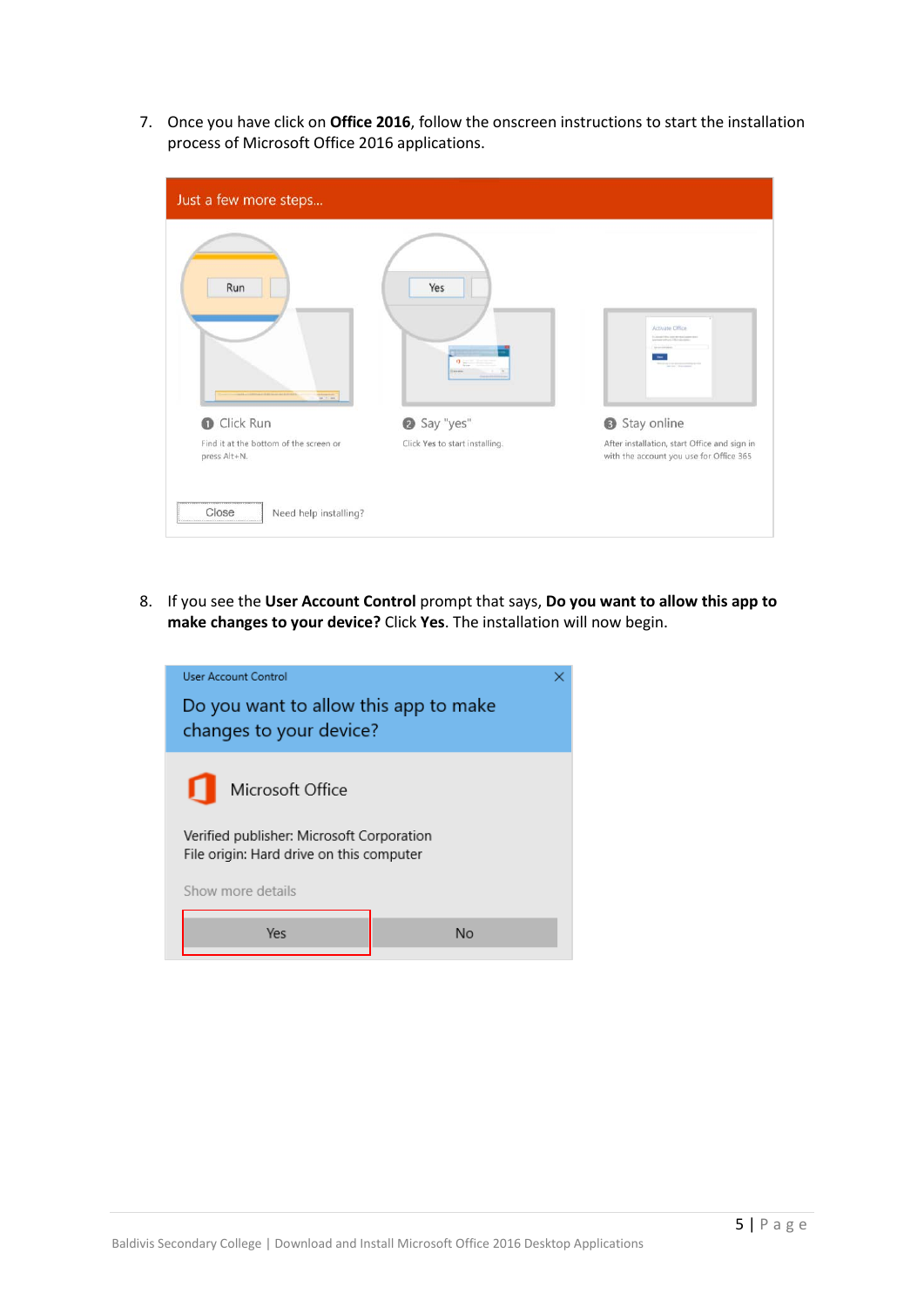7. Once you have click on **Office 2016**, follow the onscreen instructions to start the installation process of Microsoft Office 2016 applications.

Just a few more steps...

1. Click Run
   Find it at the bottom of the screen or press Alt+N.
2. Say "yes"
   Click Yes to start installing.
3. Stay online
   After installation, start Office and sign in with the account you use for Office 365

Close    Need help installing?

8. If you see the **User Account Control** prompt that says, **Do you want to allow this app to make changes to your device?** Click **Yes**. The installation will now begin.

User Account Control

Do you want to allow this app to make changes to your device?

Microsoft Office

Verified publisher: Microsoft Corporation
File origin: Hard drive on this computer

Show more details

Yes    No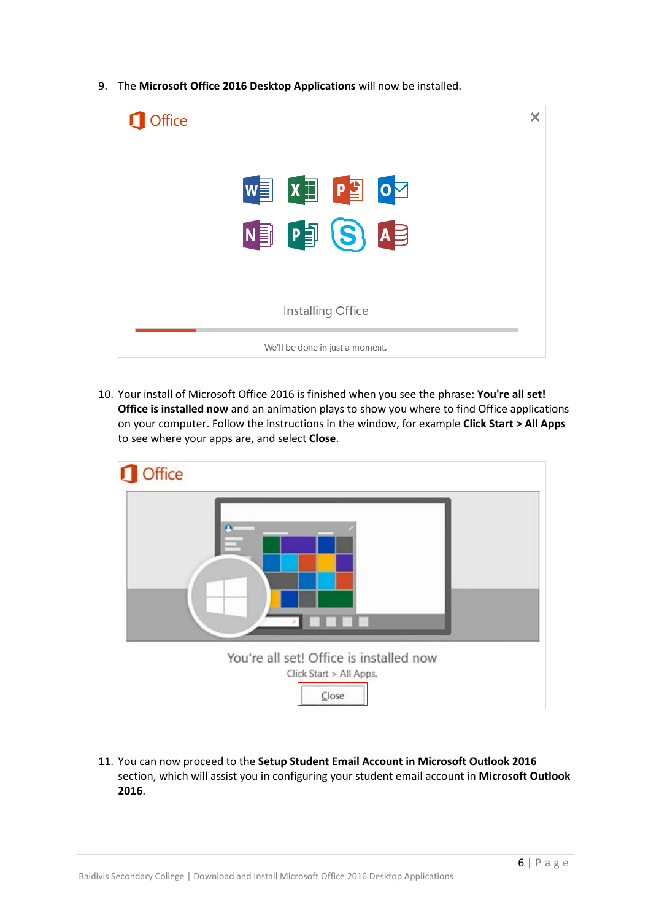9. The **Microsoft Office 2016 Desktop Applications** will now be installed.

10. Your install of Microsoft Office 2016 is finished when you see the phrase: **You're all set! Office is installed now** and an animation plays to show you where to find Office applications on your computer. Follow the instructions in the window, for example **Click Start > All Apps** to see where your apps are, and select **Close**.

11. You can now proceed to the **Setup Student Email Account in Microsoft Outlook 2016** section, which will assist you in configuring your student email account in **Microsoft Outlook 2016**.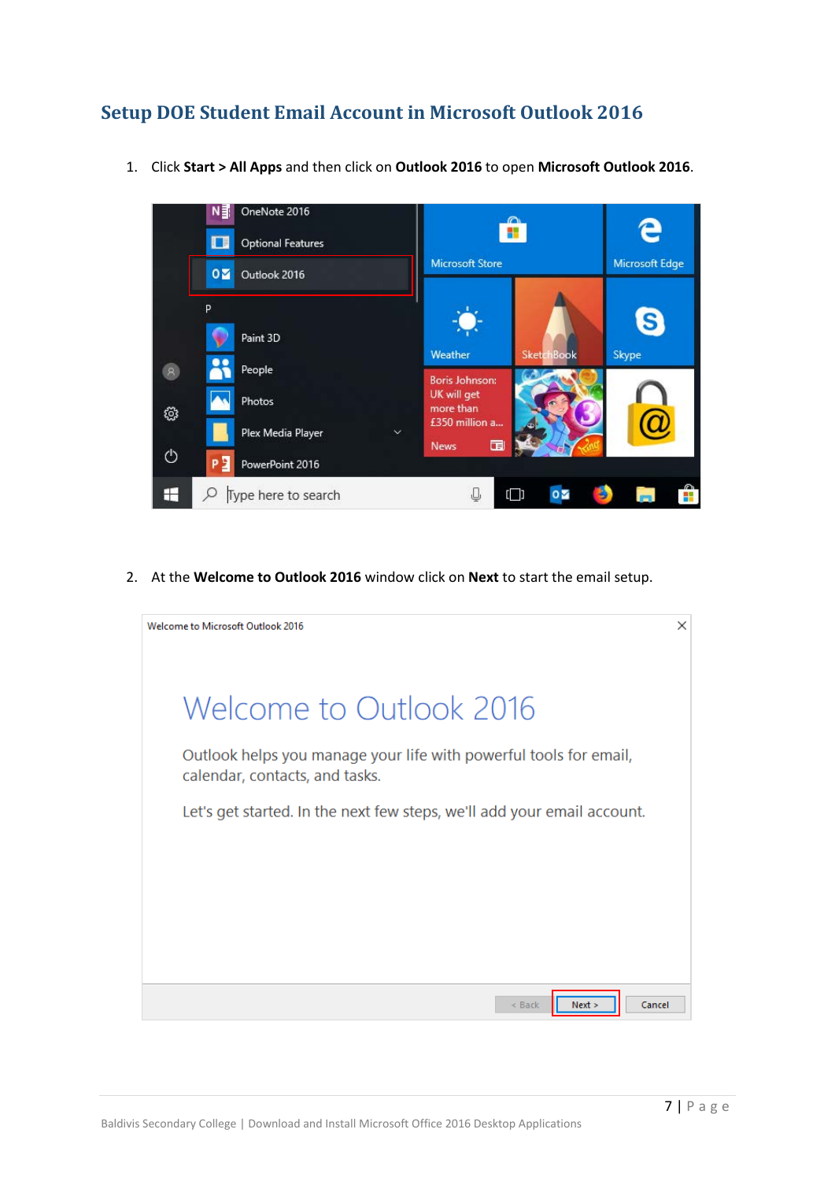## Setup DOE Student Email Account in Microsoft Outlook 2016

1. Click **Start > All Apps** and then click on **Outlook 2016** to open **Microsoft Outlook 2016**.

2. At the **Welcome to Outlook 2016** window click on **Next** to start the email setup.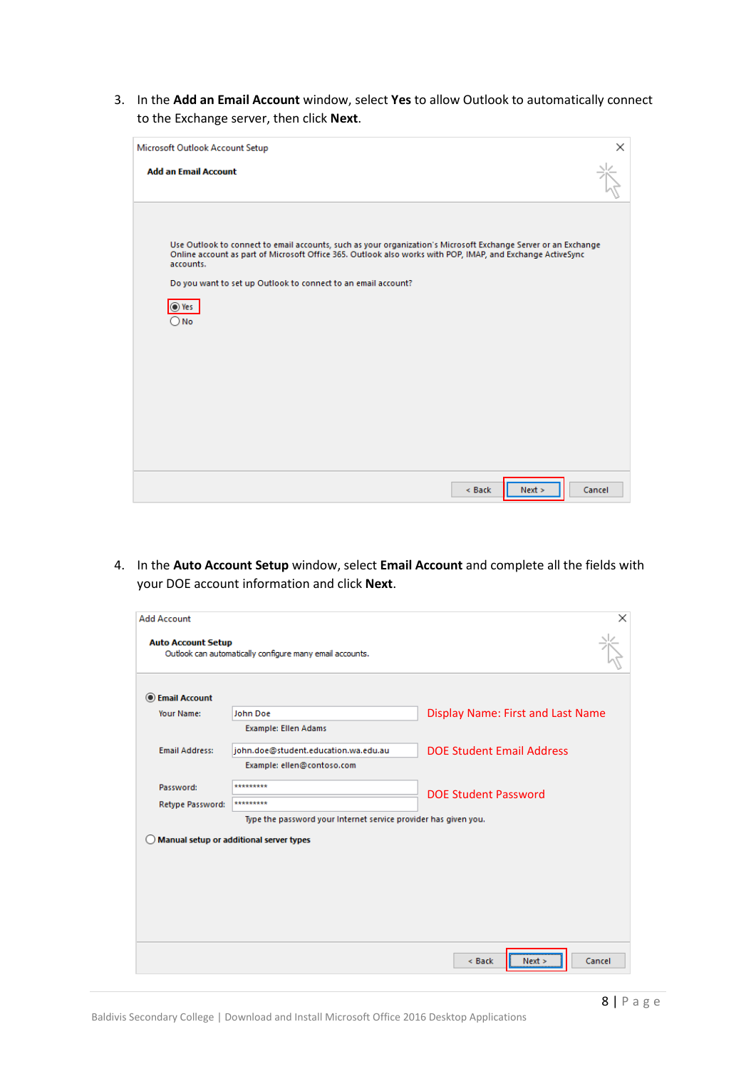3. In the **Add an Email Account** window, select **Yes** to allow Outlook to automatically connect to the Exchange server, then click **Next**.

Microsoft Outlook Account Setup

**Add an Email Account**

Use Outlook to connect to email accounts, such as your organization's Microsoft Exchange Server or an Exchange Online account as part of Microsoft Office 365. Outlook also works with POP, IMAP, and Exchange ActiveSync accounts.

Do you want to set up Outlook to connect to an email account?

- Yes
- No

< Back | Next > | Cancel

4. In the **Auto Account Setup** window, select **Email Account** and complete all the fields with your DOE account information and click **Next**.

Add Account

**Auto Account Setup**
Outlook can automatically configure many email accounts.

- **Email Account**

Your Name: John Doe — Display Name: First and Last Name
Example: Ellen Adams

Email Address: john.doe@student.education.wa.edu.au — DOE Student Email Address
Example: ellen@contoso.com

Password: ********* — DOE Student Password
Retype Password: *********
Type the password your Internet service provider has given you.

- **Manual setup or additional server types**

< Back | Next > | Cancel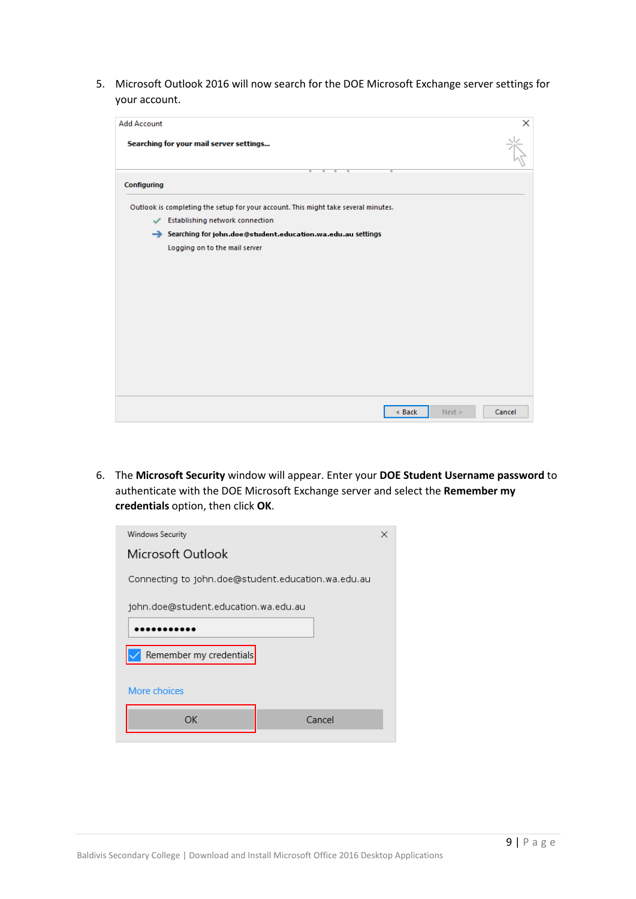5. Microsoft Outlook 2016 will now search for the DOE Microsoft Exchange server settings for your account.

Add Account

**Searching for your mail server settings...**

**Configuring**

Outlook is completing the setup for your account. This might take several minutes.

- Establishing network connection
- **Searching for john.doe@student.education.wa.edu.au settings**
- Logging on to the mail server

< Back | Next > | Cancel

6. The **Microsoft Security** window will appear. Enter your **DOE Student Username password** to authenticate with the DOE Microsoft Exchange server and select the **Remember my credentials** option, then click **OK**.

Windows Security

Microsoft Outlook

Connecting to john.doe@student.education.wa.edu.au

john.doe@student.education.wa.edu.au

●●●●●●●●●●●

Remember my credentials

More choices

OK | Cancel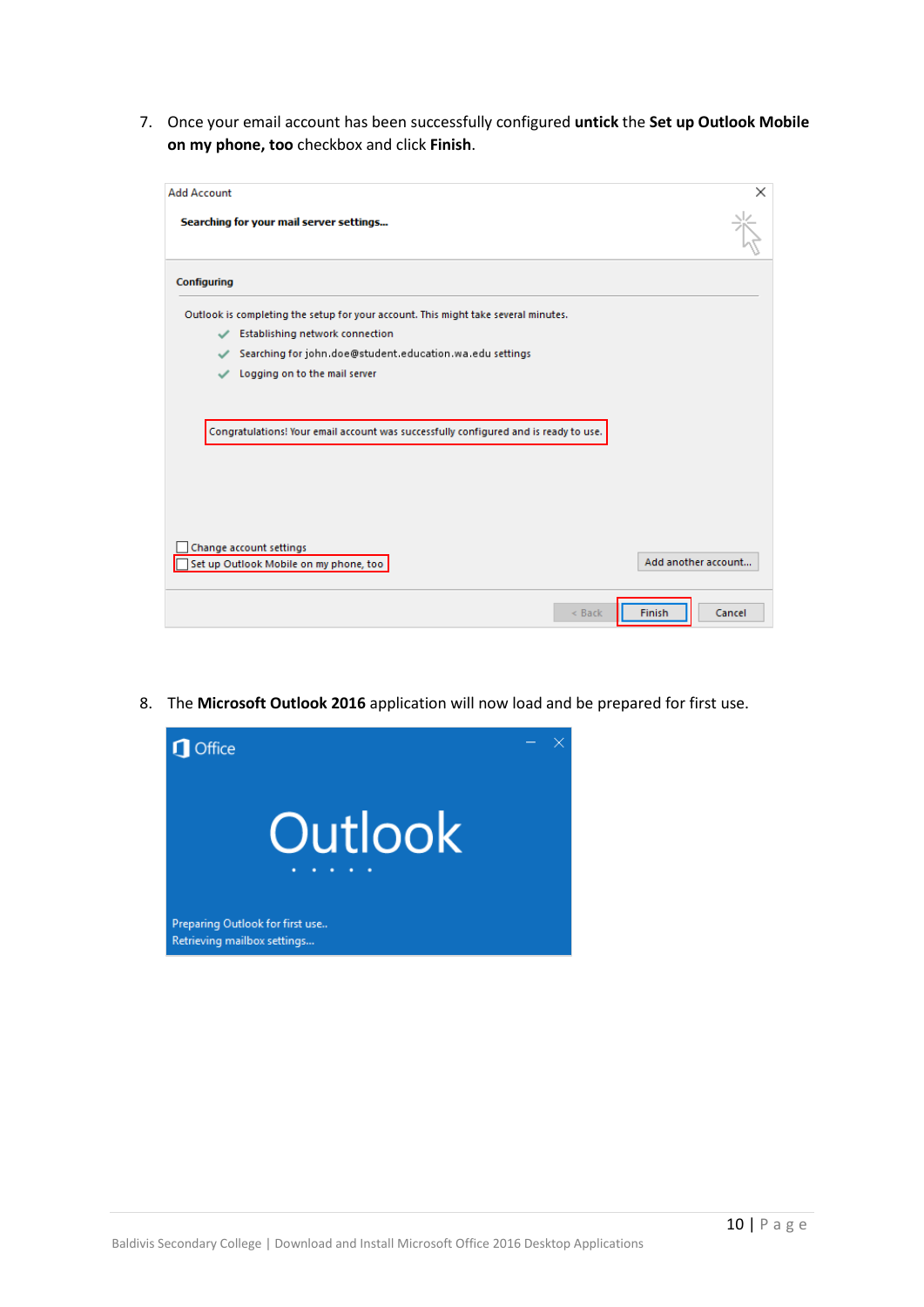7. Once your email account has been successfully configured **untick** the **Set up Outlook Mobile on my phone, too** checkbox and click **Finish**.

8. The **Microsoft Outlook 2016** application will now load and be prepared for first use.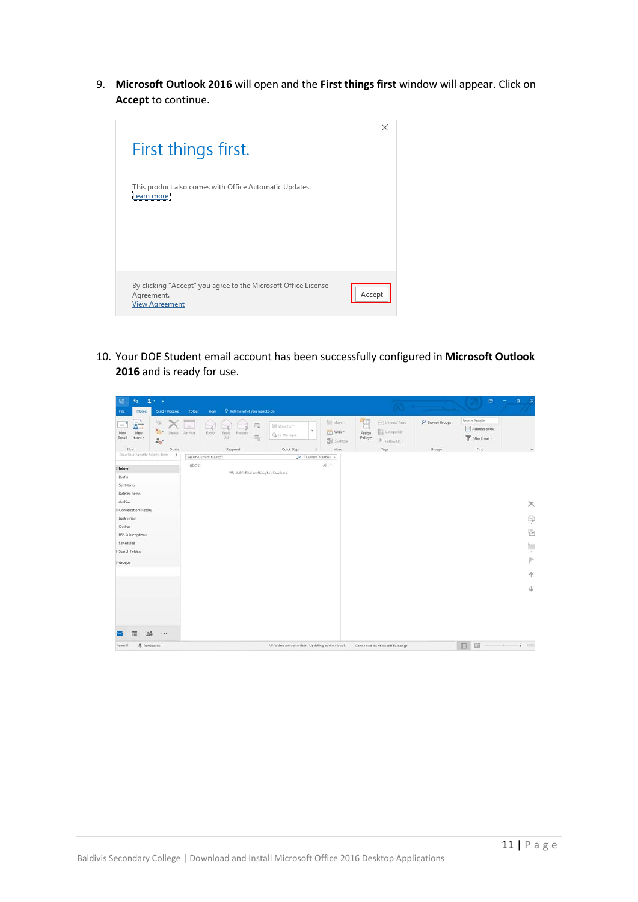9. **Microsoft Outlook 2016** will open and the **First things first** window will appear. Click on **Accept** to continue.

10. Your DOE Student email account has been successfully configured in **Microsoft Outlook 2016** and is ready for use.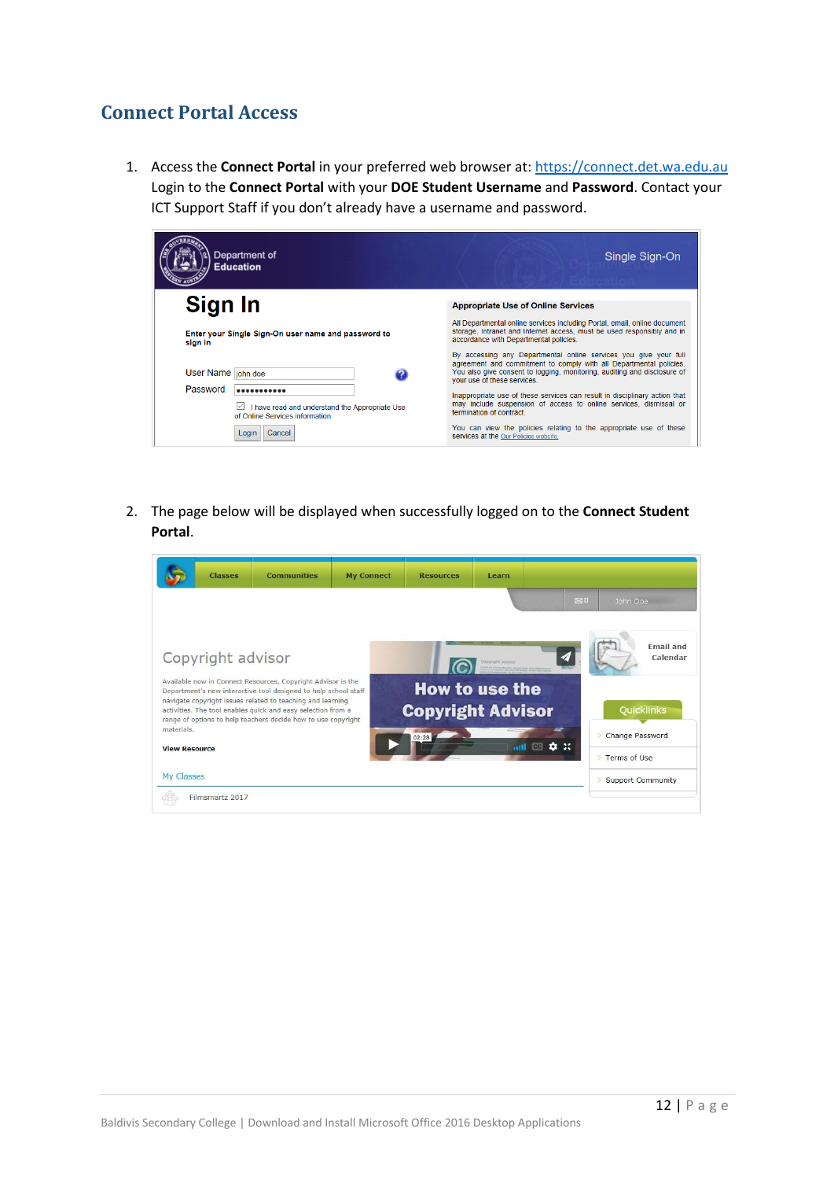## Connect Portal Access

1. Access the **Connect Portal** in your preferred web browser at: https://connect.det.wa.edu.au
   Login to the **Connect Portal** with your **DOE Student Username** and **Password**. Contact your ICT Support Staff if you don't already have a username and password.

2. The page below will be displayed when successfully logged on to the **Connect Student Portal**.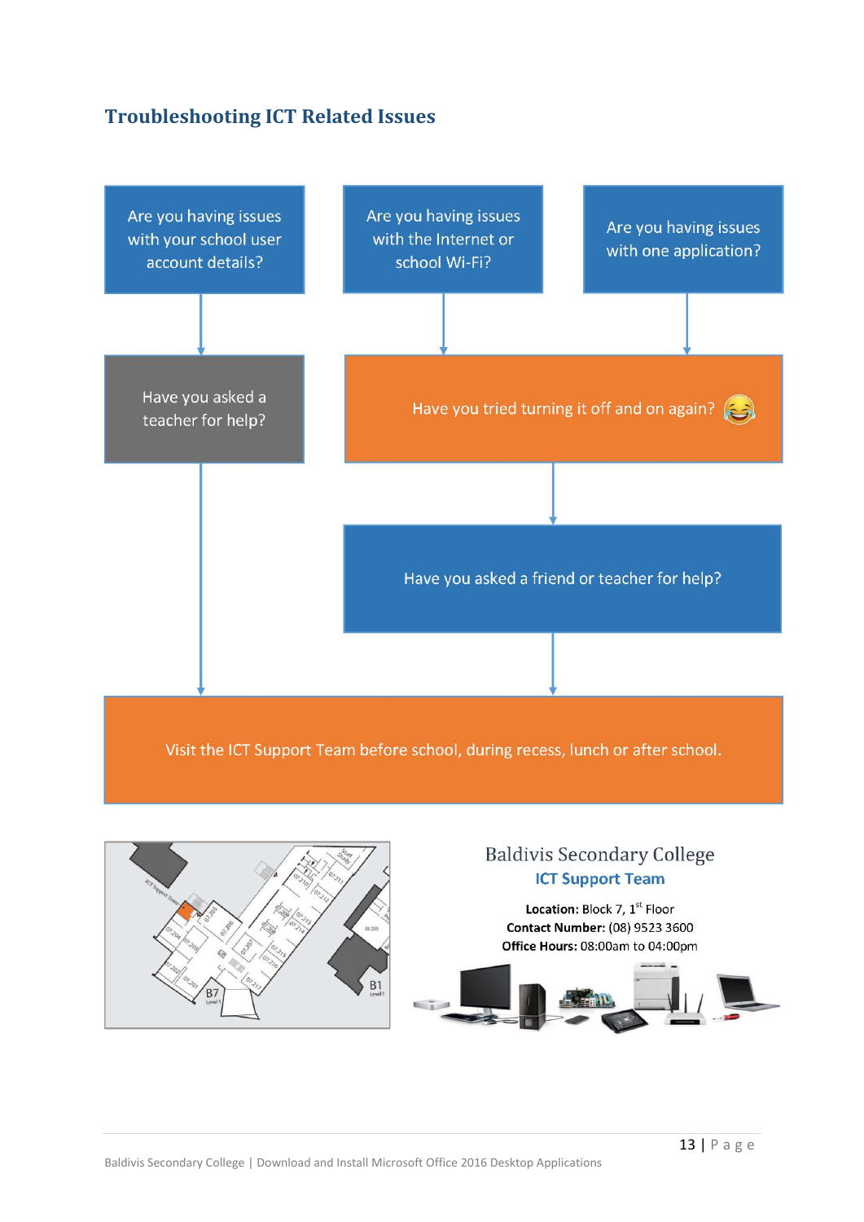## Troubleshooting ICT Related Issues

Are you having issues with your school user account details?

Are you having issues with the Internet or school Wi-Fi?

Are you having issues with one application?

Have you asked a teacher for help?

Have you tried turning it off and on again? 😂

Have you asked a friend or teacher for help?

Visit the ICT Support Team before school, during recess, lunch or after school.

Baldivis Secondary College

**ICT Support Team**

**Location:** Block 7, 1st Floor

**Contact Number:** (08) 9523 3600

**Office Hours:** 08:00am to 04:00pm